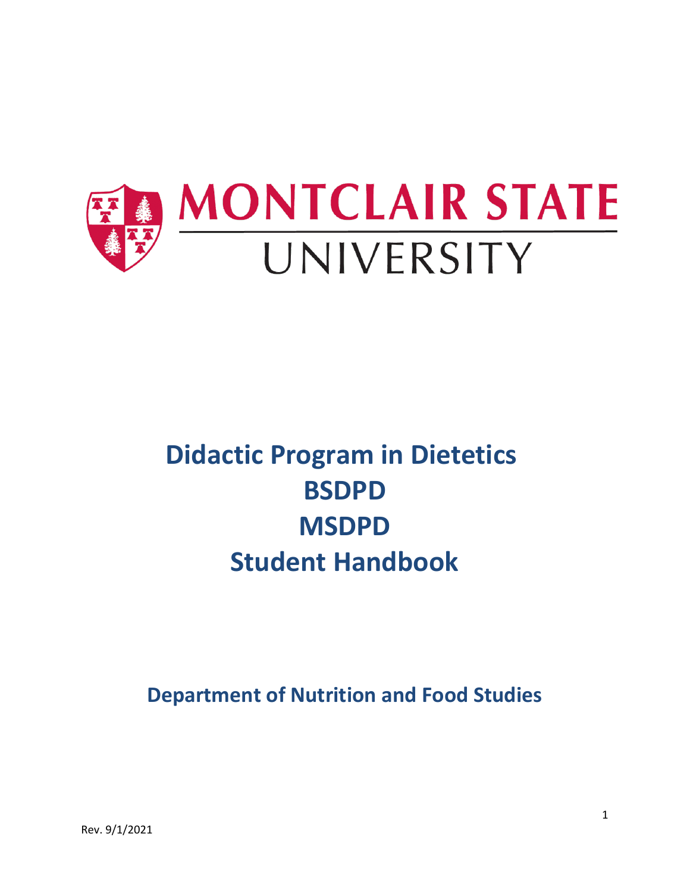MONTCLAIR STATE UNIVERSITY

# Didactic Program in Dietetics
# BSDPD
# MSDPD
# Student Handbook

## Department of Nutrition and Food Studies

Rev. 9/1/2021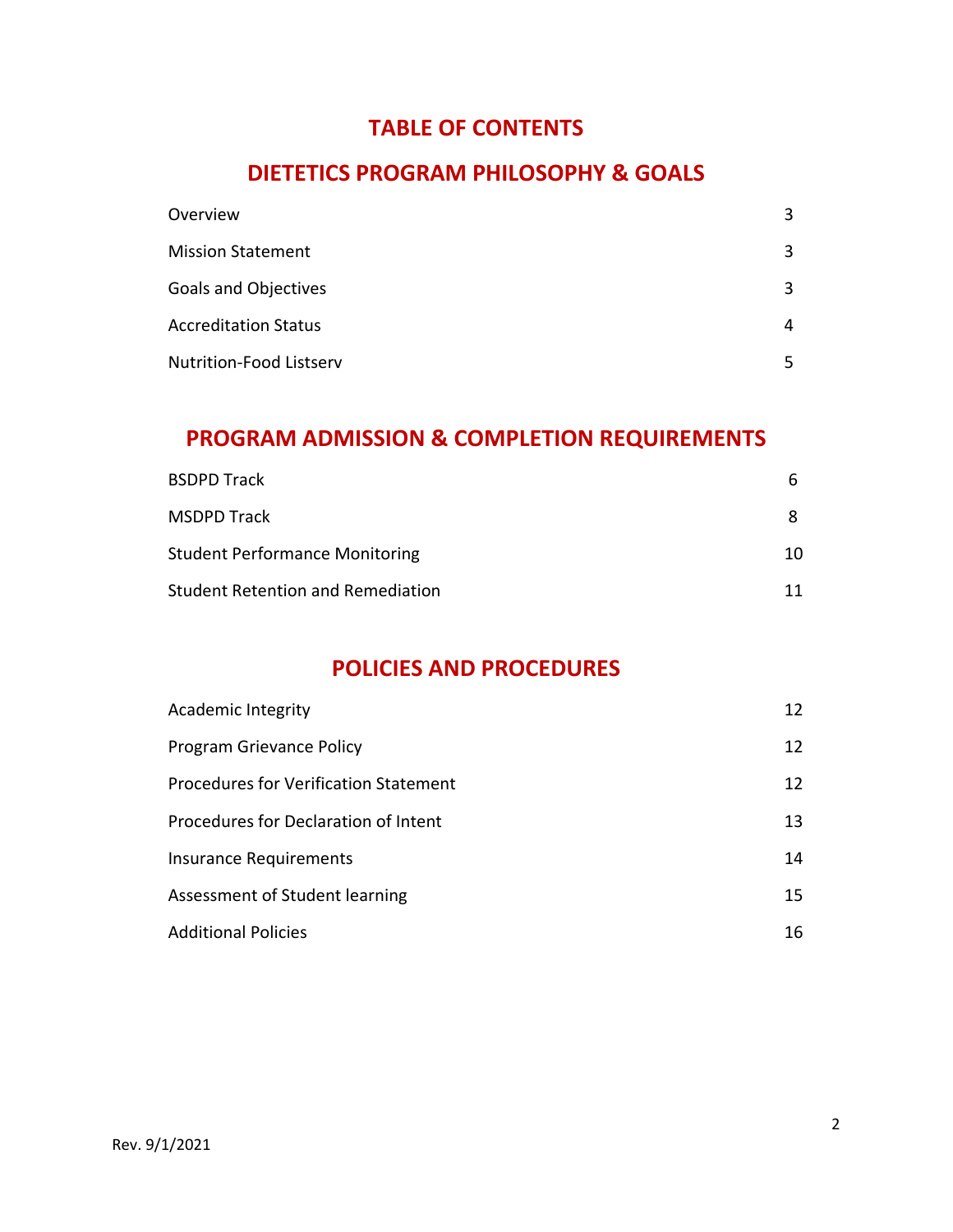# TABLE OF CONTENTS

## DIETETICS PROGRAM PHILOSOPHY & GOALS

| | |
|---|---|
| Overview | 3 |
| Mission Statement | 3 |
| Goals and Objectives | 3 |
| Accreditation Status | 4 |
| Nutrition-Food Listserv | 5 |

## PROGRAM ADMISSION & COMPLETION REQUIREMENTS

| | |
|---|---|
| BSDPD Track | 6 |
| MSDPD Track | 8 |
| Student Performance Monitoring | 10 |
| Student Retention and Remediation | 11 |

## POLICIES AND PROCEDURES

| | |
|---|---|
| Academic Integrity | 12 |
| Program Grievance Policy | 12 |
| Procedures for Verification Statement | 12 |
| Procedures for Declaration of Intent | 13 |
| Insurance Requirements | 14 |
| Assessment of Student learning | 15 |
| Additional Policies | 16 |

Rev. 9/1/2021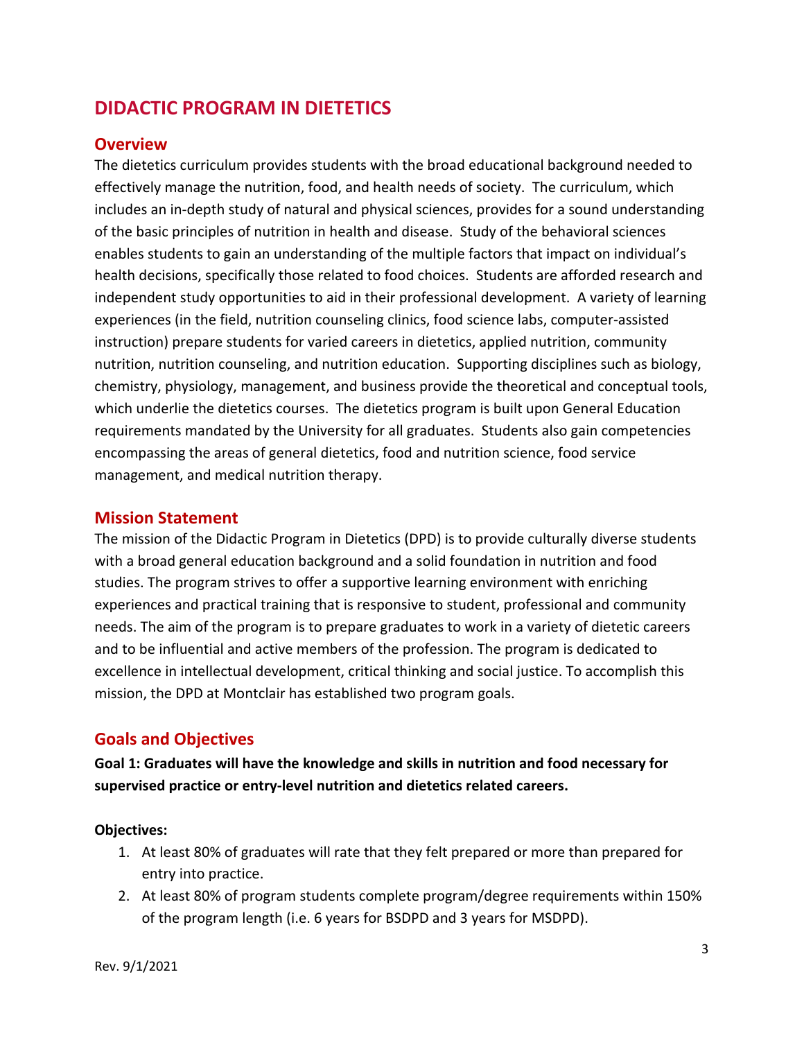## DIDACTIC PROGRAM IN DIETETICS

### Overview

The dietetics curriculum provides students with the broad educational background needed to effectively manage the nutrition, food, and health needs of society. The curriculum, which includes an in-depth study of natural and physical sciences, provides for a sound understanding of the basic principles of nutrition in health and disease. Study of the behavioral sciences enables students to gain an understanding of the multiple factors that impact on individual's health decisions, specifically those related to food choices. Students are afforded research and independent study opportunities to aid in their professional development. A variety of learning experiences (in the field, nutrition counseling clinics, food science labs, computer-assisted instruction) prepare students for varied careers in dietetics, applied nutrition, community nutrition, nutrition counseling, and nutrition education. Supporting disciplines such as biology, chemistry, physiology, management, and business provide the theoretical and conceptual tools, which underlie the dietetics courses. The dietetics program is built upon General Education requirements mandated by the University for all graduates. Students also gain competencies encompassing the areas of general dietetics, food and nutrition science, food service management, and medical nutrition therapy.

### Mission Statement

The mission of the Didactic Program in Dietetics (DPD) is to provide culturally diverse students with a broad general education background and a solid foundation in nutrition and food studies. The program strives to offer a supportive learning environment with enriching experiences and practical training that is responsive to student, professional and community needs. The aim of the program is to prepare graduates to work in a variety of dietetic careers and to be influential and active members of the profession. The program is dedicated to excellence in intellectual development, critical thinking and social justice. To accomplish this mission, the DPD at Montclair has established two program goals.

### Goals and Objectives

**Goal 1: Graduates will have the knowledge and skills in nutrition and food necessary for supervised practice or entry-level nutrition and dietetics related careers.**

**Objectives:**

1. At least 80% of graduates will rate that they felt prepared or more than prepared for entry into practice.
2. At least 80% of program students complete program/degree requirements within 150% of the program length (i.e. 6 years for BSDPD and 3 years for MSDPD).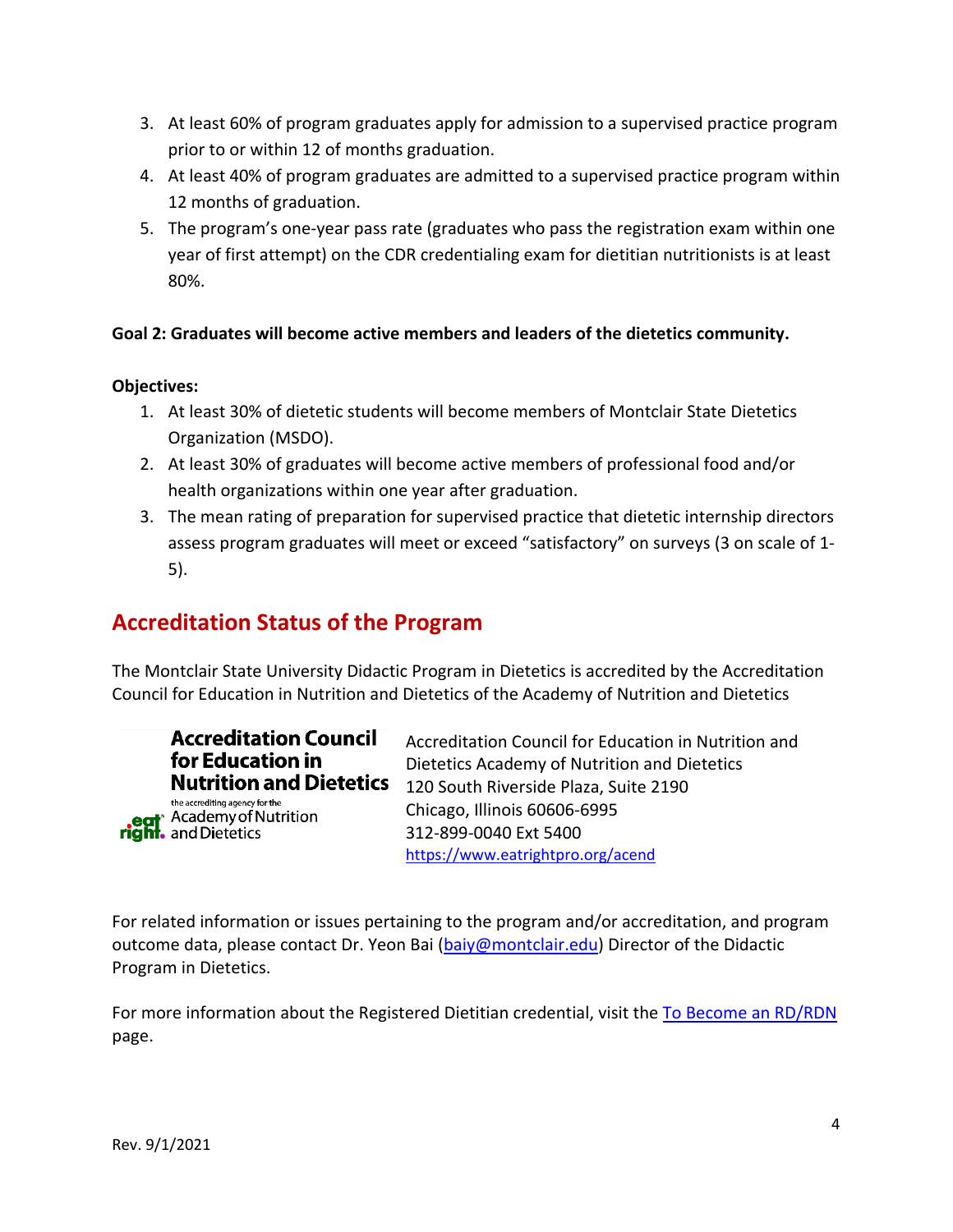3. At least 60% of program graduates apply for admission to a supervised practice program prior to or within 12 of months graduation.
4. At least 40% of program graduates are admitted to a supervised practice program within 12 months of graduation.
5. The program's one-year pass rate (graduates who pass the registration exam within one year of first attempt) on the CDR credentialing exam for dietitian nutritionists is at least 80%.

**Goal 2: Graduates will become active members and leaders of the dietetics community.**

**Objectives:**

1. At least 30% of dietetic students will become members of Montclair State Dietetics Organization (MSDO).
2. At least 30% of graduates will become active members of professional food and/or health organizations within one year after graduation.
3. The mean rating of preparation for supervised practice that dietetic internship directors assess program graduates will meet or exceed "satisfactory" on surveys (3 on scale of 1-5).

## Accreditation Status of the Program

The Montclair State University Didactic Program in Dietetics is accredited by the Accreditation Council for Education in Nutrition and Dietetics of the Academy of Nutrition and Dietetics

**Accreditation Council for Education in Nutrition and Dietetics**
the accrediting agency for the
eat right. Academy of Nutrition and Dietetics

Accreditation Council for Education in Nutrition and Dietetics Academy of Nutrition and Dietetics
120 South Riverside Plaza, Suite 2190
Chicago, Illinois 60606-6995
312-899-0040 Ext 5400
https://www.eatrightpro.org/acend

For related information or issues pertaining to the program and/or accreditation, and program outcome data, please contact Dr. Yeon Bai (baiy@montclair.edu) Director of the Didactic Program in Dietetics.

For more information about the Registered Dietitian credential, visit the To Become an RD/RDN page.

Rev. 9/1/2021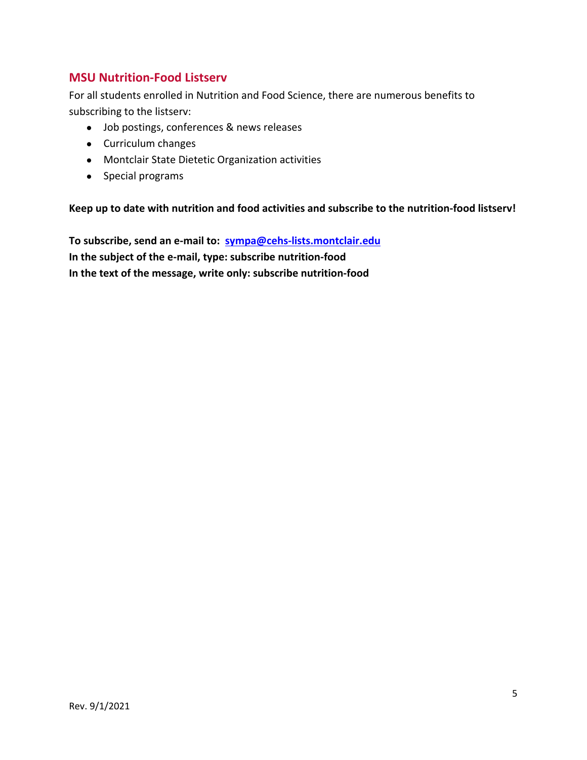## MSU Nutrition-Food Listserv

For all students enrolled in Nutrition and Food Science, there are numerous benefits to subscribing to the listserv:

- Job postings, conferences & news releases
- Curriculum changes
- Montclair State Dietetic Organization activities
- Special programs

**Keep up to date with nutrition and food activities and subscribe to the nutrition-food listserv!**

**To subscribe, send an e-mail to: sympa@cehs-lists.montclair.edu**
**In the subject of the e-mail, type: subscribe nutrition-food**
**In the text of the message, write only: subscribe nutrition-food**

Rev. 9/1/2021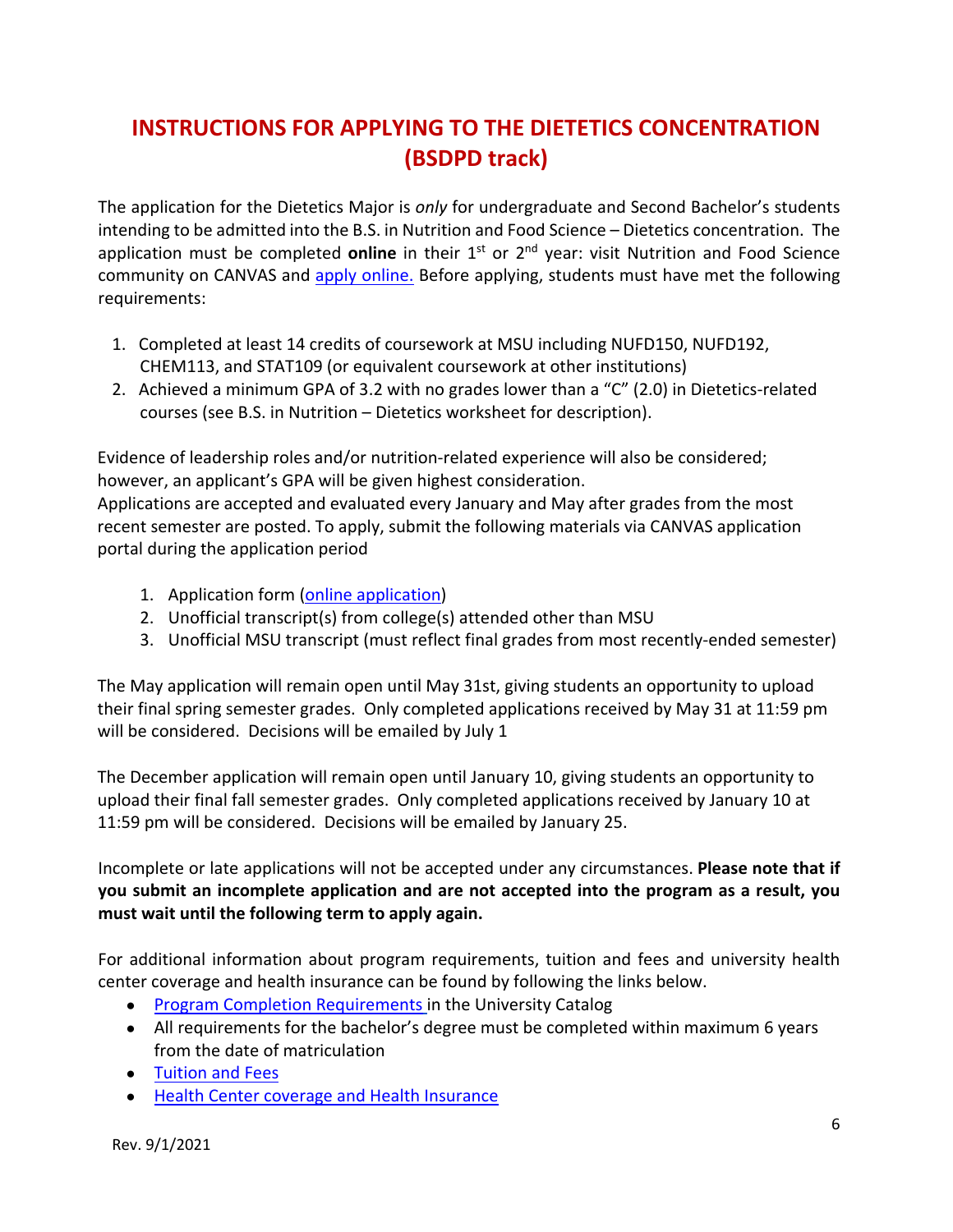# INSTRUCTIONS FOR APPLYING TO THE DIETETICS CONCENTRATION (BSDPD track)

The application for the Dietetics Major is *only* for undergraduate and Second Bachelor's students intending to be admitted into the B.S. in Nutrition and Food Science – Dietetics concentration. The application must be completed **online** in their 1st or 2nd year: visit Nutrition and Food Science community on CANVAS and apply online. Before applying, students must have met the following requirements:

1. Completed at least 14 credits of coursework at MSU including NUFD150, NUFD192, CHEM113, and STAT109 (or equivalent coursework at other institutions)
2. Achieved a minimum GPA of 3.2 with no grades lower than a "C" (2.0) in Dietetics-related courses (see B.S. in Nutrition – Dietetics worksheet for description).

Evidence of leadership roles and/or nutrition-related experience will also be considered; however, an applicant's GPA will be given highest consideration.
Applications are accepted and evaluated every January and May after grades from the most recent semester are posted. To apply, submit the following materials via CANVAS application portal during the application period

1. Application form (online application)
2. Unofficial transcript(s) from college(s) attended other than MSU
3. Unofficial MSU transcript (must reflect final grades from most recently-ended semester)

The May application will remain open until May 31st, giving students an opportunity to upload their final spring semester grades. Only completed applications received by May 31 at 11:59 pm will be considered. Decisions will be emailed by July 1

The December application will remain open until January 10, giving students an opportunity to upload their final fall semester grades. Only completed applications received by January 10 at 11:59 pm will be considered. Decisions will be emailed by January 25.

Incomplete or late applications will not be accepted under any circumstances. **Please note that if you submit an incomplete application and are not accepted into the program as a result, you must wait until the following term to apply again.**

For additional information about program requirements, tuition and fees and university health center coverage and health insurance can be found by following the links below.

- Program Completion Requirements in the University Catalog
- All requirements for the bachelor's degree must be completed within maximum 6 years from the date of matriculation
- Tuition and Fees
- Health Center coverage and Health Insurance

Rev. 9/1/2021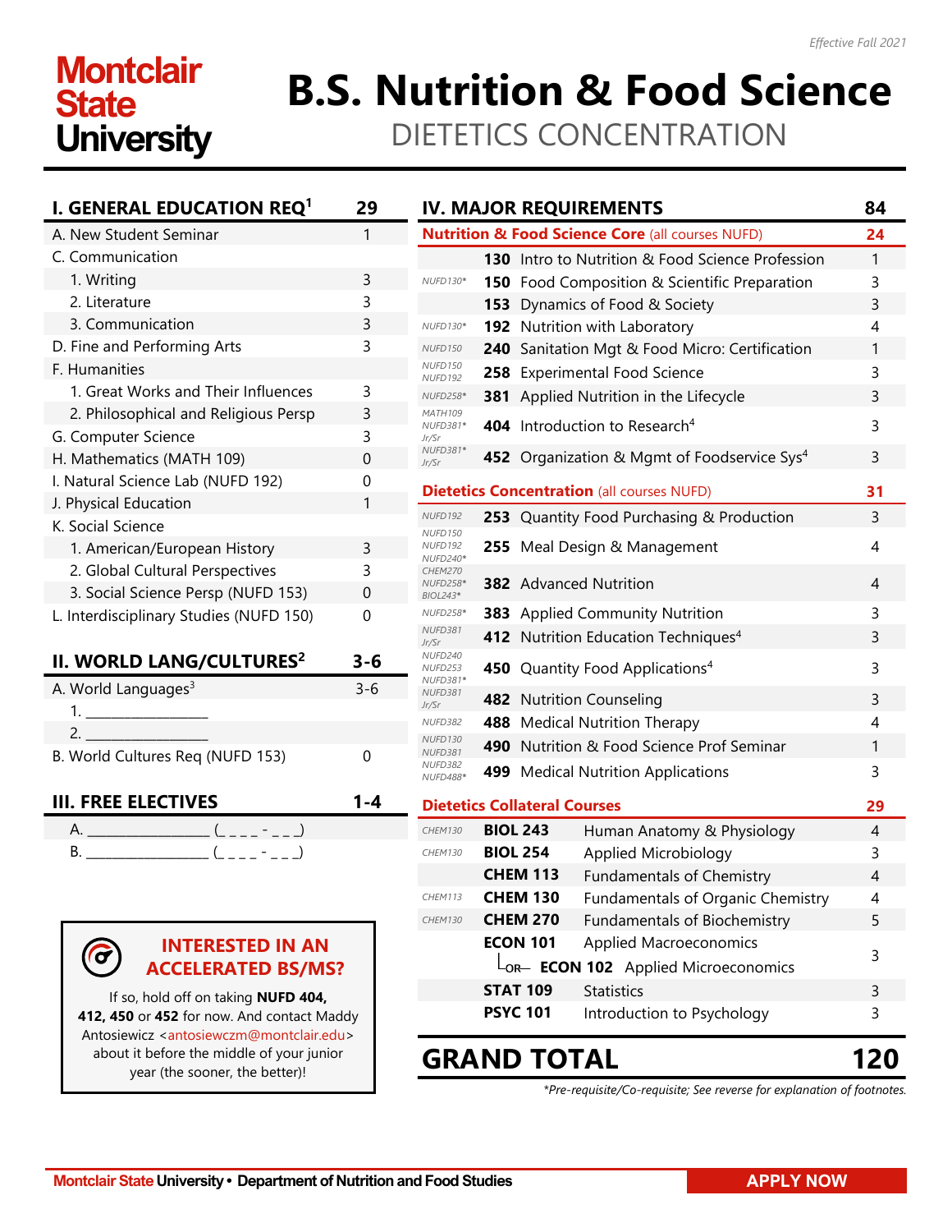*Effective Fall 2021*

**Montclair State University**

# B.S. Nutrition & Food Science

## DIETETICS CONCENTRATION

## I. GENERAL EDUCATION REQ[1] — 29

| Requirement | Credits |
|---|---|
| A. New Student Seminar | 1 |
| C. Communication | |
| 1. Writing | 3 |
| 2. Literature | 3 |
| 3. Communication | 3 |
| D. Fine and Performing Arts | 3 |
| F. Humanities | |
| 1. Great Works and Their Influences | 3 |
| 2. Philosophical and Religious Persp | 3 |
| G. Computer Science | 3 |
| H. Mathematics (MATH 109) | 0 |
| I. Natural Science Lab (NUFD 192) | 0 |
| J. Physical Education | 1 |
| K. Social Science | |
| 1. American/European History | 3 |
| 2. Global Cultural Perspectives | 3 |
| 3. Social Science Persp (NUFD 153) | 0 |
| L. Interdisciplinary Studies (NUFD 150) | 0 |

## II. WORLD LANG/CULTURES[2] — 3-6

| Requirement | Credits |
|---|---|
| A. World Languages[3] | 3-6 |
| 1. ________________ | |
| 2. ________________ | |
| B. World Cultures Req (NUFD 153) | 0 |

## III. FREE ELECTIVES — 1-4

A. ________________ (_ _ _ _ - _ _ _)

B. ________________ (_ _ _ _ - _ _ _)

### INTERESTED IN AN ACCELERATED BS/MS?

If so, hold off on taking **NUFD 404, 412, 450** or **452** for now. And contact Maddy Antosiewicz <antosiewczm@montclair.edu> about it before the middle of your junior year (the sooner, the better)!

## IV. MAJOR REQUIREMENTS — 84

### Nutrition & Food Science Core (all courses NUFD) — 24

| Prerequisite | Course | Title | Credits |
|---|---|---|---|
| | 130 | Intro to Nutrition & Food Science Profession | 1 |
| NUFD130* | 150 | Food Composition & Scientific Preparation | 3 |
| | 153 | Dynamics of Food & Society | 3 |
| NUFD130* | 192 | Nutrition with Laboratory | 4 |
| NUFD150 | 240 | Sanitation Mgt & Food Micro: Certification | 1 |
| NUFD150, NUFD192 | 258 | Experimental Food Science | 3 |
| NUFD258* | 381 | Applied Nutrition in the Lifecycle | 3 |
| MATH109, NUFD381*, Jr/Sr | 404 | Introduction to Research[4] | 3 |
| NUFD381*, Jr/Sr | 452 | Organization & Mgmt of Foodservice Sys[4] | 3 |

### Dietetics Concentration (all courses NUFD) — 31

| Prerequisite | Course | Title | Credits |
|---|---|---|---|
| NUFD192 | 253 | Quantity Food Purchasing & Production | 3 |
| NUFD150, NUFD192, NUFD240* | 255 | Meal Design & Management | 4 |
| CHEM270, NUFD258*, BIOL243* | 382 | Advanced Nutrition | 4 |
| NUFD258* | 383 | Applied Community Nutrition | 3 |
| NUFD381, Jr/Sr | 412 | Nutrition Education Techniques[4] | 3 |
| NUFD240, NUFD253, NUFD381* | 450 | Quantity Food Applications[4] | 3 |
| NUFD381, Jr/Sr | 482 | Nutrition Counseling | 3 |
| NUFD382 | 488 | Medical Nutrition Therapy | 4 |
| NUFD130, NUFD381 | 490 | Nutrition & Food Science Prof Seminar | 1 |
| NUFD382, NUFD488* | 499 | Medical Nutrition Applications | 3 |

### Dietetics Collateral Courses — 29

| Prerequisite | Course | Title | Credits |
|---|---|---|---|
| CHEM130 | BIOL 243 | Human Anatomy & Physiology | 4 |
| CHEM130 | BIOL 254 | Applied Microbiology | 3 |
| | CHEM 113 | Fundamentals of Chemistry | 4 |
| CHEM113 | CHEM 130 | Fundamentals of Organic Chemistry | 4 |
| CHEM130 | CHEM 270 | Fundamentals of Biochemistry | 5 |
| | ECON 101 | Applied Macroeconomics | 3 |
| | OR ECON 102 | Applied Microeconomics | |
| | STAT 109 | Statistics | 3 |
| | PSYC 101 | Introduction to Psychology | 3 |

## GRAND TOTAL — 120

*\*Pre-requisite/Co-requisite; See reverse for explanation of footnotes.*

Montclair State University • Department of Nutrition and Food Studies

APPLY NOW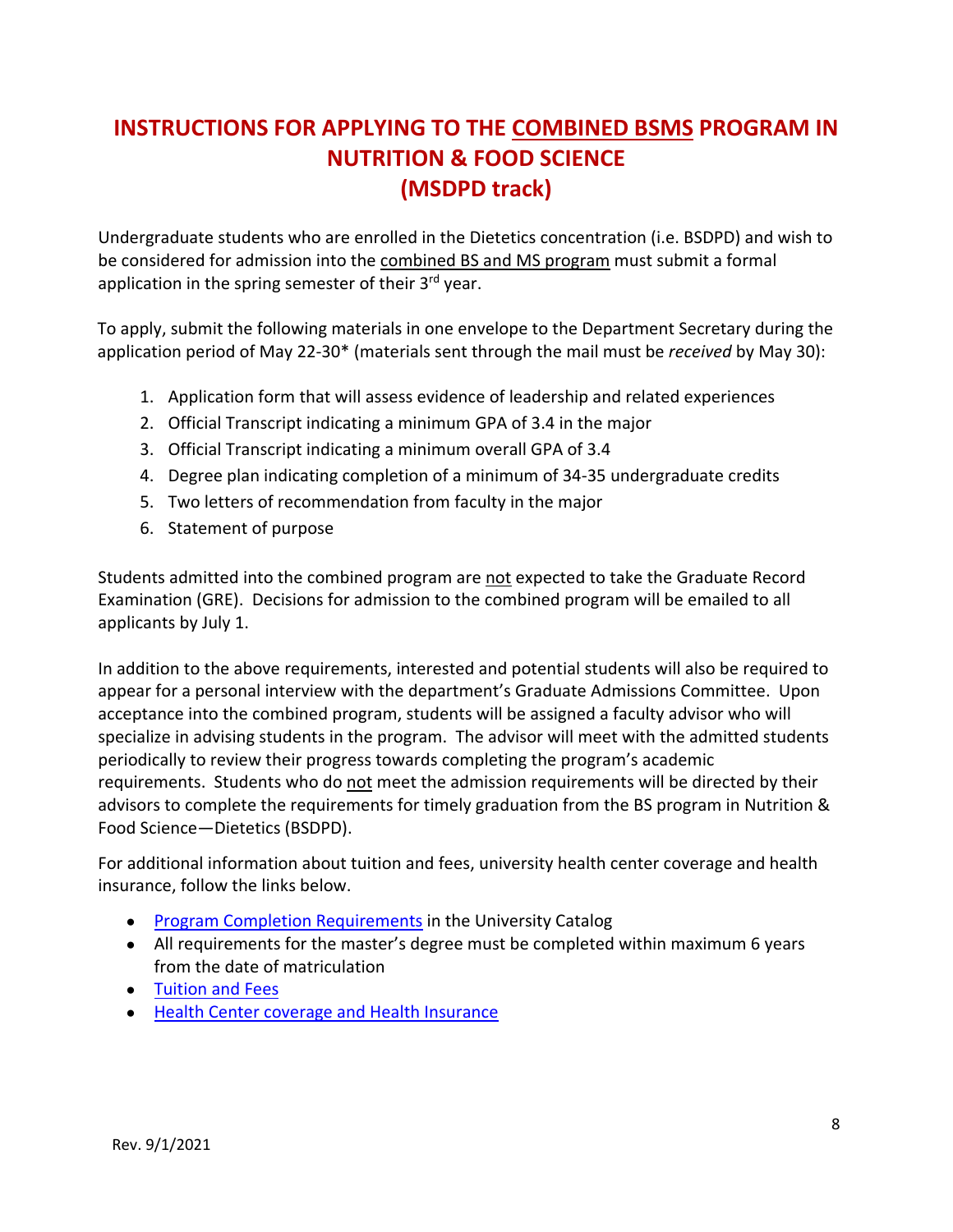# INSTRUCTIONS FOR APPLYING TO THE COMBINED BSMS PROGRAM IN NUTRITION & FOOD SCIENCE (MSDPD track)

Undergraduate students who are enrolled in the Dietetics concentration (i.e. BSDPD) and wish to be considered for admission into the combined BS and MS program must submit a formal application in the spring semester of their 3rd year.

To apply, submit the following materials in one envelope to the Department Secretary during the application period of May 22-30* (materials sent through the mail must be *received* by May 30):

1. Application form that will assess evidence of leadership and related experiences
2. Official Transcript indicating a minimum GPA of 3.4 in the major
3. Official Transcript indicating a minimum overall GPA of 3.4
4. Degree plan indicating completion of a minimum of 34-35 undergraduate credits
5. Two letters of recommendation from faculty in the major
6. Statement of purpose

Students admitted into the combined program are not expected to take the Graduate Record Examination (GRE). Decisions for admission to the combined program will be emailed to all applicants by July 1.

In addition to the above requirements, interested and potential students will also be required to appear for a personal interview with the department's Graduate Admissions Committee. Upon acceptance into the combined program, students will be assigned a faculty advisor who will specialize in advising students in the program. The advisor will meet with the admitted students periodically to review their progress towards completing the program's academic requirements. Students who do not meet the admission requirements will be directed by their advisors to complete the requirements for timely graduation from the BS program in Nutrition & Food Science—Dietetics (BSDPD).

For additional information about tuition and fees, university health center coverage and health insurance, follow the links below.

- Program Completion Requirements in the University Catalog
- All requirements for the master's degree must be completed within maximum 6 years from the date of matriculation
- Tuition and Fees
- Health Center coverage and Health Insurance

Rev. 9/1/2021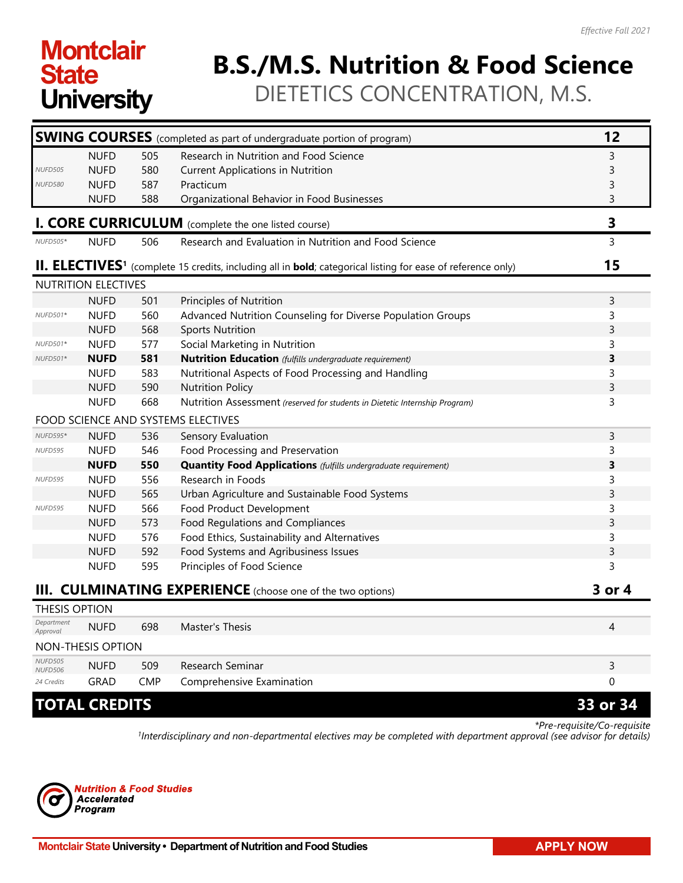*Effective Fall 2021*

**Montclair State University**

# B.S./M.S. Nutrition & Food Science

## DIETETICS CONCENTRATION, M.S.

| Prerequisite | Subject | Number | Course | Credits |
|---|---|---|---|---|
| **SWING COURSES** (completed as part of undergraduate portion of program) | | | | **12** |
| | NUFD | 505 | Research in Nutrition and Food Science | 3 |
| NUFD505 | NUFD | 580 | Current Applications in Nutrition | 3 |
| NUFD580 | NUFD | 587 | Practicum | 3 |
| | NUFD | 588 | Organizational Behavior in Food Businesses | 3 |
| **I. CORE CURRICULUM** (complete the one listed course) | | | | **3** |
| NUFD505* | NUFD | 506 | Research and Evaluation in Nutrition and Food Science | 3 |
| **II. ELECTIVES**[1] (complete 15 credits, including all in **bold**; categorical listing for ease of reference only) | | | | **15** |
| NUTRITION ELECTIVES | | | | |
| | NUFD | 501 | Principles of Nutrition | 3 |
| NUFD501* | NUFD | 560 | Advanced Nutrition Counseling for Diverse Population Groups | 3 |
| | NUFD | 568 | Sports Nutrition | 3 |
| NUFD501* | NUFD | 577 | Social Marketing in Nutrition | 3 |
| NUFD501* | **NUFD** | **581** | **Nutrition Education** *(fulfills undergraduate requirement)* | **3** |
| | NUFD | 583 | Nutritional Aspects of Food Processing and Handling | 3 |
| | NUFD | 590 | Nutrition Policy | 3 |
| | NUFD | 668 | Nutrition Assessment *(reserved for students in Dietetic Internship Program)* | 3 |
| FOOD SCIENCE AND SYSTEMS ELECTIVES | | | | |
| NUFD595* | NUFD | 536 | Sensory Evaluation | 3 |
| NUFD595 | NUFD | 546 | Food Processing and Preservation | 3 |
| | **NUFD** | **550** | **Quantity Food Applications** *(fulfills undergraduate requirement)* | **3** |
| NUFD595 | NUFD | 556 | Research in Foods | 3 |
| | NUFD | 565 | Urban Agriculture and Sustainable Food Systems | 3 |
| NUFD595 | NUFD | 566 | Food Product Development | 3 |
| | NUFD | 573 | Food Regulations and Compliances | 3 |
| | NUFD | 576 | Food Ethics, Sustainability and Alternatives | 3 |
| | NUFD | 592 | Food Systems and Agribusiness Issues | 3 |
| | NUFD | 595 | Principles of Food Science | 3 |
| **III. CULMINATING EXPERIENCE** (choose one of the two options) | | | | **3 or 4** |
| THESIS OPTION | | | | |
| Department Approval | NUFD | 698 | Master's Thesis | 4 |
| NON-THESIS OPTION | | | | |
| NUFD505 NUFD506 | NUFD | 509 | Research Seminar | 3 |
| 24 Credits | GRAD | CMP | Comprehensive Examination | 0 |
| **TOTAL CREDITS** | | | | **33 or 34** |

*\*Pre-requisite/Co-requisite*

*[1]Interdisciplinary and non-departmental electives may be completed with department approval (see advisor for details)*

**Nutrition & Food Studies Accelerated Program**

Montclair State University • Department of Nutrition and Food Studies

APPLY NOW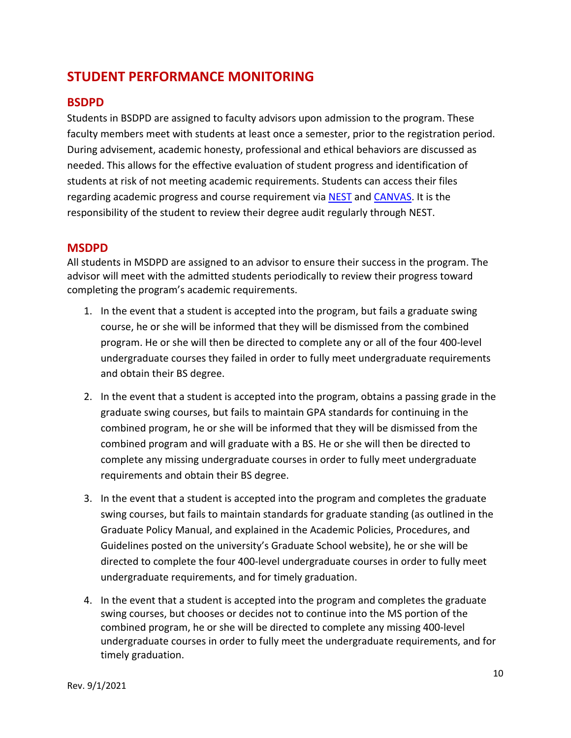# STUDENT PERFORMANCE MONITORING

## BSDPD

Students in BSDPD are assigned to faculty advisors upon admission to the program. These faculty members meet with students at least once a semester, prior to the registration period. During advisement, academic honesty, professional and ethical behaviors are discussed as needed. This allows for the effective evaluation of student progress and identification of students at risk of not meeting academic requirements. Students can access their files regarding academic progress and course requirement via NEST and CANVAS. It is the responsibility of the student to review their degree audit regularly through NEST.

## MSDPD

All students in MSDPD are assigned to an advisor to ensure their success in the program. The advisor will meet with the admitted students periodically to review their progress toward completing the program's academic requirements.

1. In the event that a student is accepted into the program, but fails a graduate swing course, he or she will be informed that they will be dismissed from the combined program. He or she will then be directed to complete any or all of the four 400-level undergraduate courses they failed in order to fully meet undergraduate requirements and obtain their BS degree.

2. In the event that a student is accepted into the program, obtains a passing grade in the graduate swing courses, but fails to maintain GPA standards for continuing in the combined program, he or she will be informed that they will be dismissed from the combined program and will graduate with a BS. He or she will then be directed to complete any missing undergraduate courses in order to fully meet undergraduate requirements and obtain their BS degree.

3. In the event that a student is accepted into the program and completes the graduate swing courses, but fails to maintain standards for graduate standing (as outlined in the Graduate Policy Manual, and explained in the Academic Policies, Procedures, and Guidelines posted on the university's Graduate School website), he or she will be directed to complete the four 400-level undergraduate courses in order to fully meet undergraduate requirements, and for timely graduation.

4. In the event that a student is accepted into the program and completes the graduate swing courses, but chooses or decides not to continue into the MS portion of the combined program, he or she will be directed to complete any missing 400-level undergraduate courses in order to fully meet the undergraduate requirements, and for timely graduation.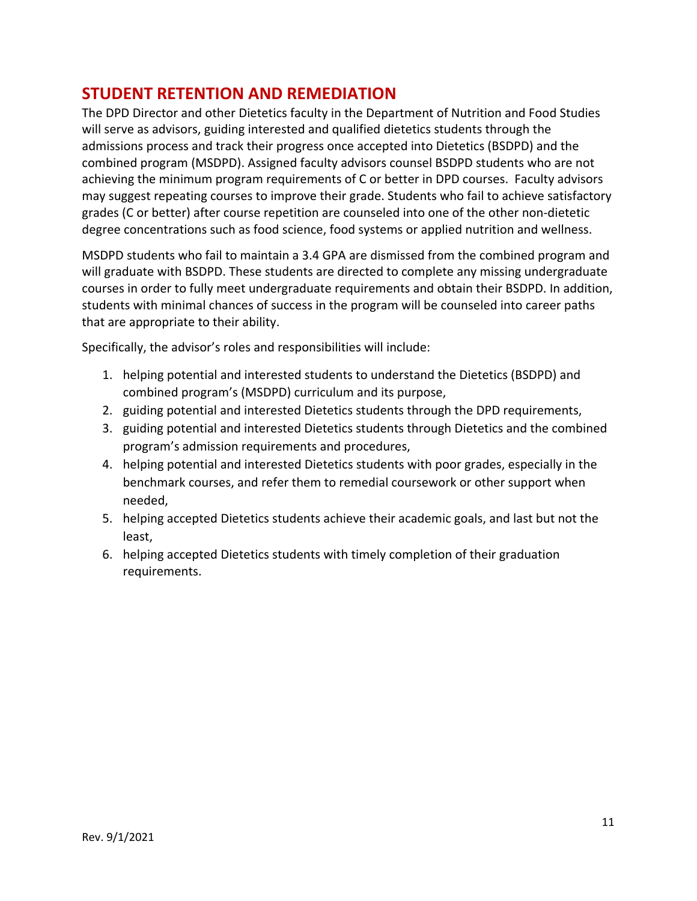## STUDENT RETENTION AND REMEDIATION

The DPD Director and other Dietetics faculty in the Department of Nutrition and Food Studies will serve as advisors, guiding interested and qualified dietetics students through the admissions process and track their progress once accepted into Dietetics (BSDPD) and the combined program (MSDPD). Assigned faculty advisors counsel BSDPD students who are not achieving the minimum program requirements of C or better in DPD courses. Faculty advisors may suggest repeating courses to improve their grade. Students who fail to achieve satisfactory grades (C or better) after course repetition are counseled into one of the other non-dietetic degree concentrations such as food science, food systems or applied nutrition and wellness.

MSDPD students who fail to maintain a 3.4 GPA are dismissed from the combined program and will graduate with BSDPD. These students are directed to complete any missing undergraduate courses in order to fully meet undergraduate requirements and obtain their BSDPD. In addition, students with minimal chances of success in the program will be counseled into career paths that are appropriate to their ability.

Specifically, the advisor's roles and responsibilities will include:

1. helping potential and interested students to understand the Dietetics (BSDPD) and combined program's (MSDPD) curriculum and its purpose,
2. guiding potential and interested Dietetics students through the DPD requirements,
3. guiding potential and interested Dietetics students through Dietetics and the combined program's admission requirements and procedures,
4. helping potential and interested Dietetics students with poor grades, especially in the benchmark courses, and refer them to remedial coursework or other support when needed,
5. helping accepted Dietetics students achieve their academic goals, and last but not the least,
6. helping accepted Dietetics students with timely completion of their graduation requirements.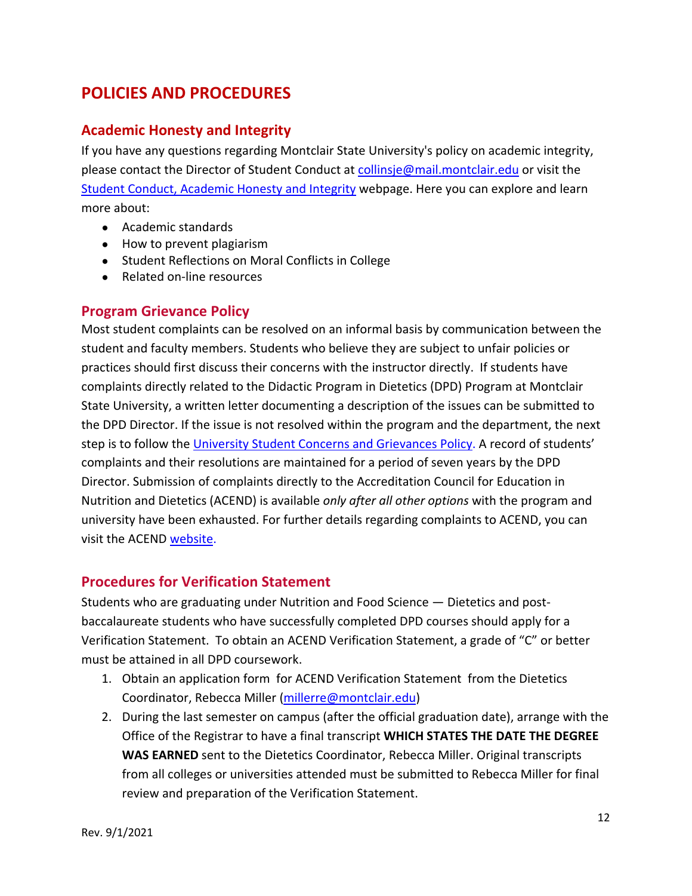# POLICIES AND PROCEDURES

## Academic Honesty and Integrity

If you have any questions regarding Montclair State University's policy on academic integrity, please contact the Director of Student Conduct at collinsje@mail.montclair.edu or visit the Student Conduct, Academic Honesty and Integrity webpage. Here you can explore and learn more about:

- Academic standards
- How to prevent plagiarism
- Student Reflections on Moral Conflicts in College
- Related on-line resources

## Program Grievance Policy

Most student complaints can be resolved on an informal basis by communication between the student and faculty members. Students who believe they are subject to unfair policies or practices should first discuss their concerns with the instructor directly. If students have complaints directly related to the Didactic Program in Dietetics (DPD) Program at Montclair State University, a written letter documenting a description of the issues can be submitted to the DPD Director. If the issue is not resolved within the program and the department, the next step is to follow the University Student Concerns and Grievances Policy. A record of students' complaints and their resolutions are maintained for a period of seven years by the DPD Director. Submission of complaints directly to the Accreditation Council for Education in Nutrition and Dietetics (ACEND) is available *only after all other options* with the program and university have been exhausted. For further details regarding complaints to ACEND, you can visit the ACEND website.

## Procedures for Verification Statement

Students who are graduating under Nutrition and Food Science — Dietetics and post-baccalaureate students who have successfully completed DPD courses should apply for a Verification Statement. To obtain an ACEND Verification Statement, a grade of "C" or better must be attained in all DPD coursework.

1. Obtain an application form for ACEND Verification Statement from the Dietetics Coordinator, Rebecca Miller (millerre@montclair.edu)
2. During the last semester on campus (after the official graduation date), arrange with the Office of the Registrar to have a final transcript **WHICH STATES THE DATE THE DEGREE WAS EARNED** sent to the Dietetics Coordinator, Rebecca Miller. Original transcripts from all colleges or universities attended must be submitted to Rebecca Miller for final review and preparation of the Verification Statement.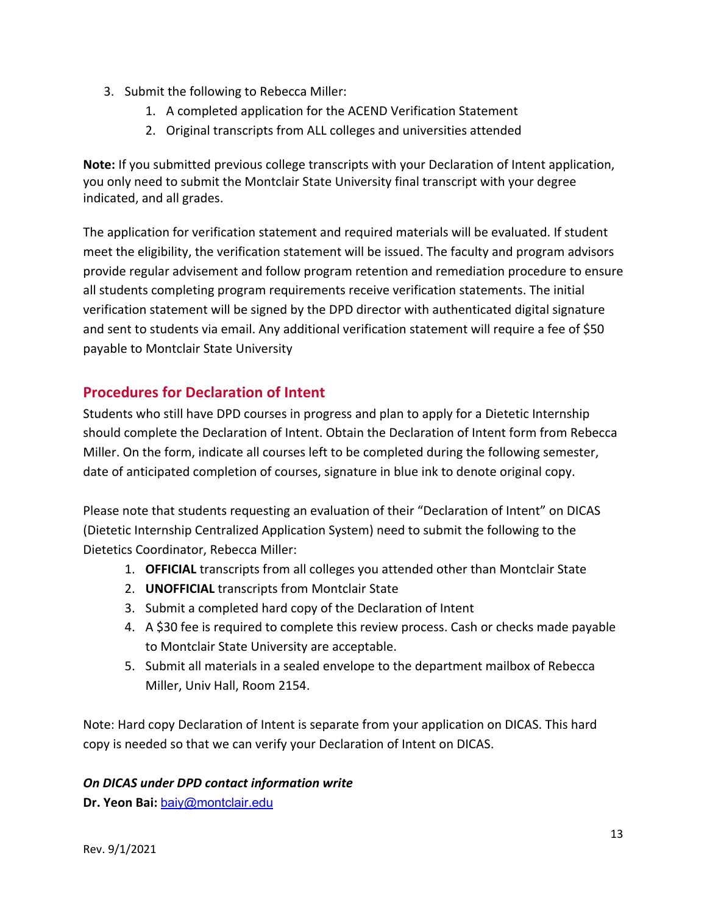3. Submit the following to Rebecca Miller:
    1. A completed application for the ACEND Verification Statement
    2. Original transcripts from ALL colleges and universities attended

**Note:** If you submitted previous college transcripts with your Declaration of Intent application, you only need to submit the Montclair State University final transcript with your degree indicated, and all grades.

The application for verification statement and required materials will be evaluated. If student meet the eligibility, the verification statement will be issued. The faculty and program advisors provide regular advisement and follow program retention and remediation procedure to ensure all students completing program requirements receive verification statements. The initial verification statement will be signed by the DPD director with authenticated digital signature and sent to students via email. Any additional verification statement will require a fee of $50 payable to Montclair State University

## Procedures for Declaration of Intent

Students who still have DPD courses in progress and plan to apply for a Dietetic Internship should complete the Declaration of Intent. Obtain the Declaration of Intent form from Rebecca Miller. On the form, indicate all courses left to be completed during the following semester, date of anticipated completion of courses, signature in blue ink to denote original copy.

Please note that students requesting an evaluation of their "Declaration of Intent" on DICAS (Dietetic Internship Centralized Application System) need to submit the following to the Dietetics Coordinator, Rebecca Miller:

1. **OFFICIAL** transcripts from all colleges you attended other than Montclair State
2. **UNOFFICIAL** transcripts from Montclair State
3. Submit a completed hard copy of the Declaration of Intent
4. A $30 fee is required to complete this review process. Cash or checks made payable to Montclair State University are acceptable.
5. Submit all materials in a sealed envelope to the department mailbox of Rebecca Miller, Univ Hall, Room 2154.

Note: Hard copy Declaration of Intent is separate from your application on DICAS. This hard copy is needed so that we can verify your Declaration of Intent on DICAS.

***On DICAS under DPD contact information write***

**Dr. Yeon Bai:** baiy@montclair.edu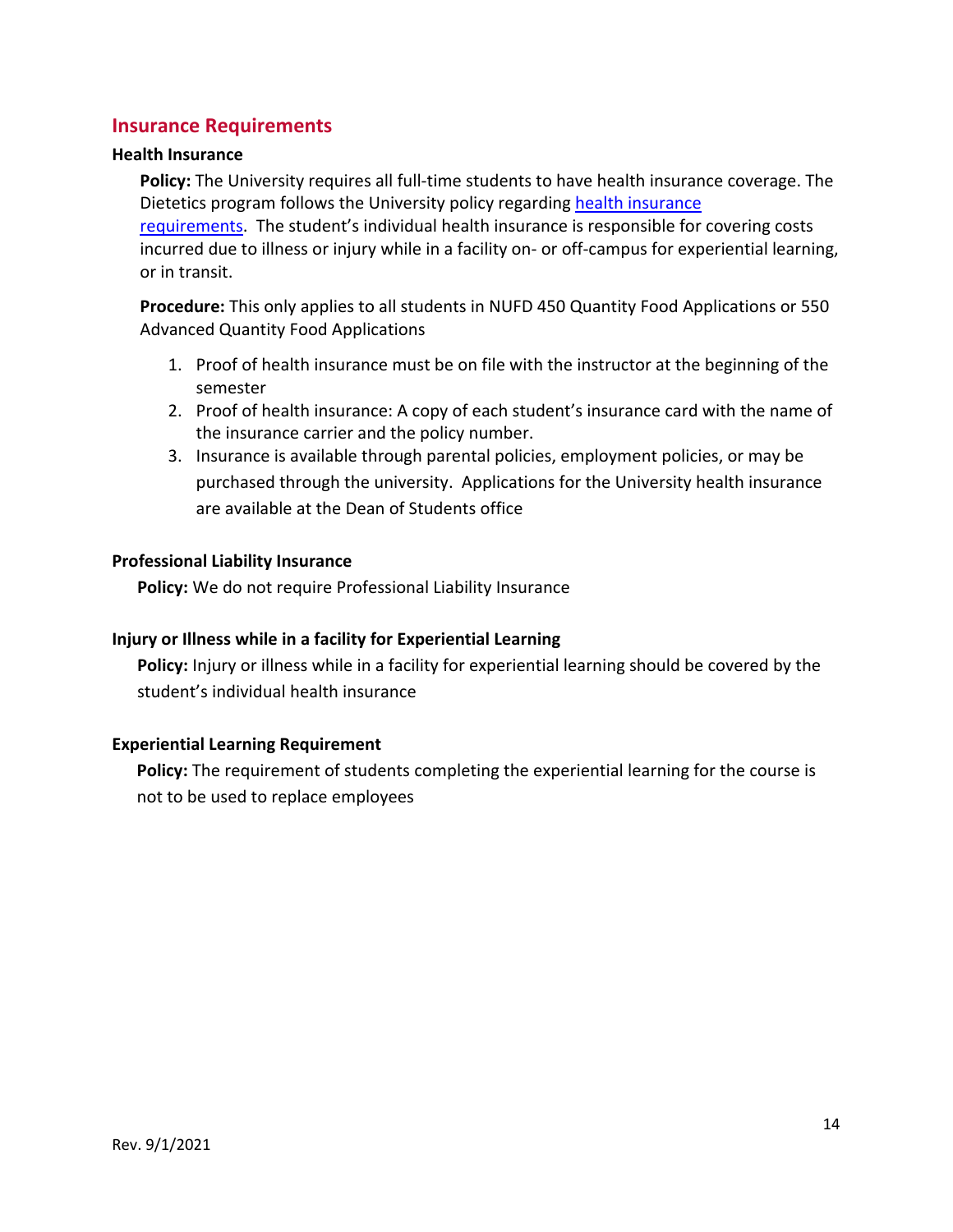## Insurance Requirements

### Health Insurance

**Policy:** The University requires all full-time students to have health insurance coverage. The Dietetics program follows the University policy regarding health insurance requirements. The student's individual health insurance is responsible for covering costs incurred due to illness or injury while in a facility on- or off-campus for experiential learning, or in transit.

**Procedure:** This only applies to all students in NUFD 450 Quantity Food Applications or 550 Advanced Quantity Food Applications

1. Proof of health insurance must be on file with the instructor at the beginning of the semester
2. Proof of health insurance: A copy of each student's insurance card with the name of the insurance carrier and the policy number.
3. Insurance is available through parental policies, employment policies, or may be purchased through the university. Applications for the University health insurance are available at the Dean of Students office

### Professional Liability Insurance

**Policy:** We do not require Professional Liability Insurance

### Injury or Illness while in a facility for Experiential Learning

**Policy:** Injury or illness while in a facility for experiential learning should be covered by the student's individual health insurance

### Experiential Learning Requirement

**Policy:** The requirement of students completing the experiential learning for the course is not to be used to replace employees

Rev. 9/1/2021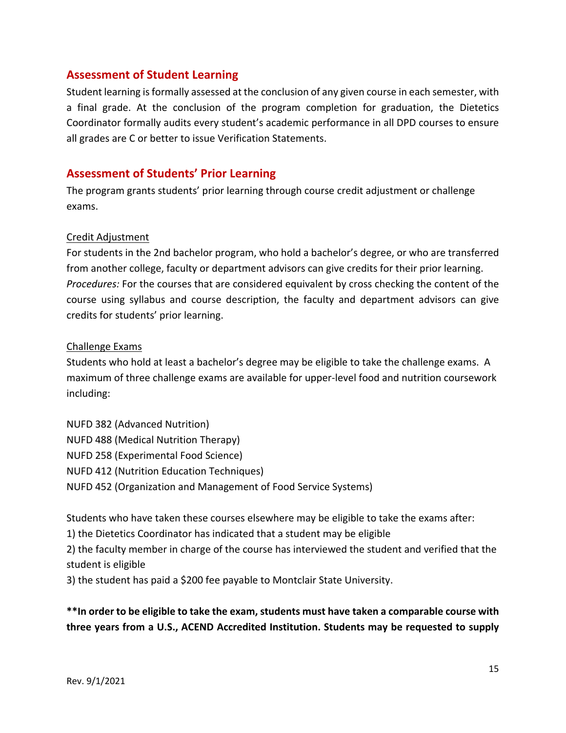## Assessment of Student Learning

Student learning is formally assessed at the conclusion of any given course in each semester, with a final grade. At the conclusion of the program completion for graduation, the Dietetics Coordinator formally audits every student's academic performance in all DPD courses to ensure all grades are C or better to issue Verification Statements.

## Assessment of Students' Prior Learning

The program grants students' prior learning through course credit adjustment or challenge exams.

Credit Adjustment

For students in the 2nd bachelor program, who hold a bachelor's degree, or who are transferred from another college, faculty or department advisors can give credits for their prior learning. *Procedures:* For the courses that are considered equivalent by cross checking the content of the course using syllabus and course description, the faculty and department advisors can give credits for students' prior learning.

Challenge Exams

Students who hold at least a bachelor's degree may be eligible to take the challenge exams. A maximum of three challenge exams are available for upper-level food and nutrition coursework including:

NUFD 382 (Advanced Nutrition)
NUFD 488 (Medical Nutrition Therapy)
NUFD 258 (Experimental Food Science)
NUFD 412 (Nutrition Education Techniques)
NUFD 452 (Organization and Management of Food Service Systems)

Students who have taken these courses elsewhere may be eligible to take the exams after:
1) the Dietetics Coordinator has indicated that a student may be eligible
2) the faculty member in charge of the course has interviewed the student and verified that the student is eligible
3) the student has paid a $200 fee payable to Montclair State University.

**\*\*In order to be eligible to take the exam, students must have taken a comparable course with three years from a U.S., ACEND Accredited Institution. Students may be requested to supply**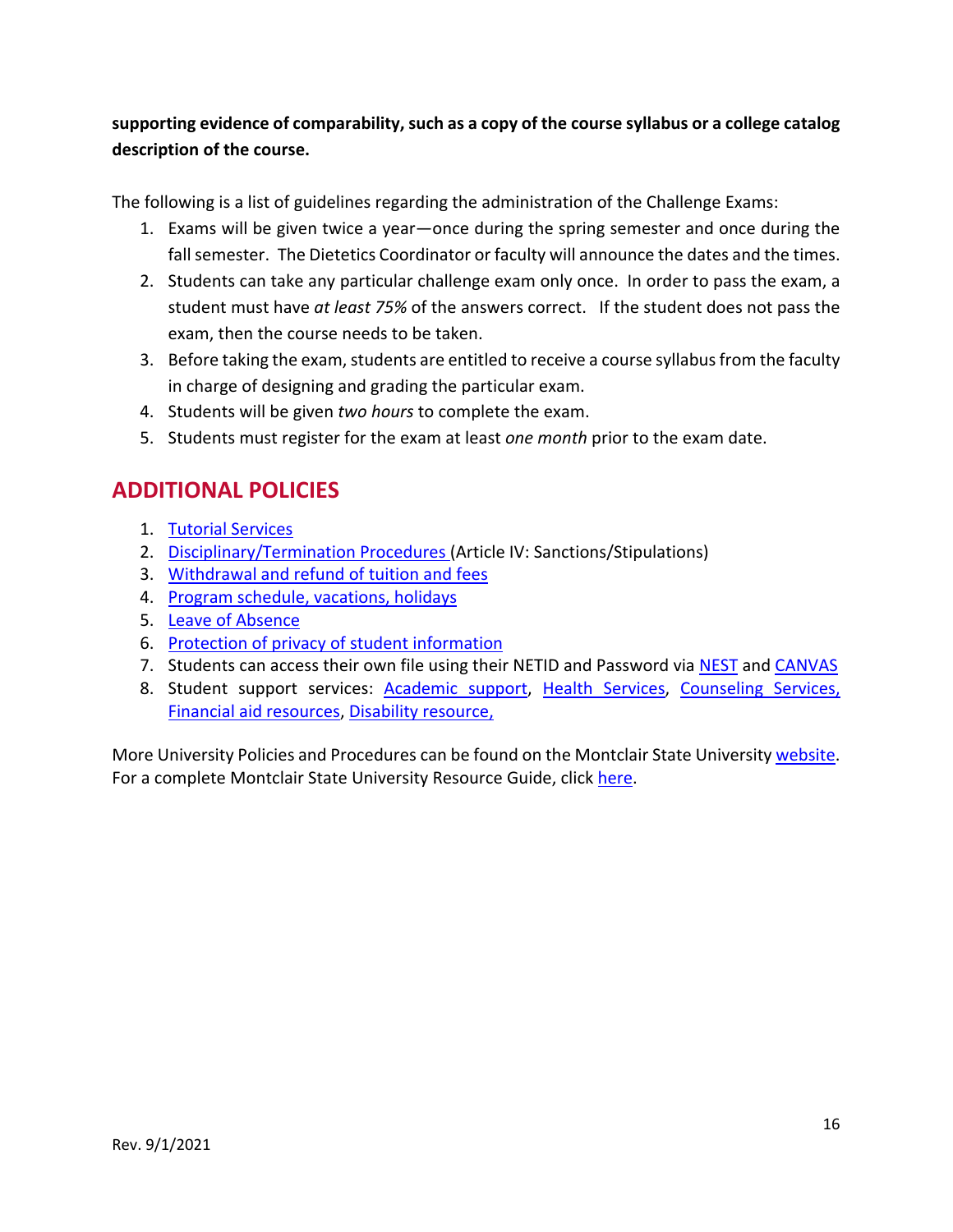**supporting evidence of comparability, such as a copy of the course syllabus or a college catalog description of the course.**

The following is a list of guidelines regarding the administration of the Challenge Exams:

1. Exams will be given twice a year—once during the spring semester and once during the fall semester. The Dietetics Coordinator or faculty will announce the dates and the times.
2. Students can take any particular challenge exam only once. In order to pass the exam, a student must have *at least 75%* of the answers correct. If the student does not pass the exam, then the course needs to be taken.
3. Before taking the exam, students are entitled to receive a course syllabus from the faculty in charge of designing and grading the particular exam.
4. Students will be given *two hours* to complete the exam.
5. Students must register for the exam at least *one month* prior to the exam date.

## ADDITIONAL POLICIES

1. Tutorial Services
2. Disciplinary/Termination Procedures (Article IV: Sanctions/Stipulations)
3. Withdrawal and refund of tuition and fees
4. Program schedule, vacations, holidays
5. Leave of Absence
6. Protection of privacy of student information
7. Students can access their own file using their NETID and Password via NEST and CANVAS
8. Student support services: Academic support, Health Services, Counseling Services, Financial aid resources, Disability resource,

More University Policies and Procedures can be found on the Montclair State University website. For a complete Montclair State University Resource Guide, click here.

Rev. 9/1/2021